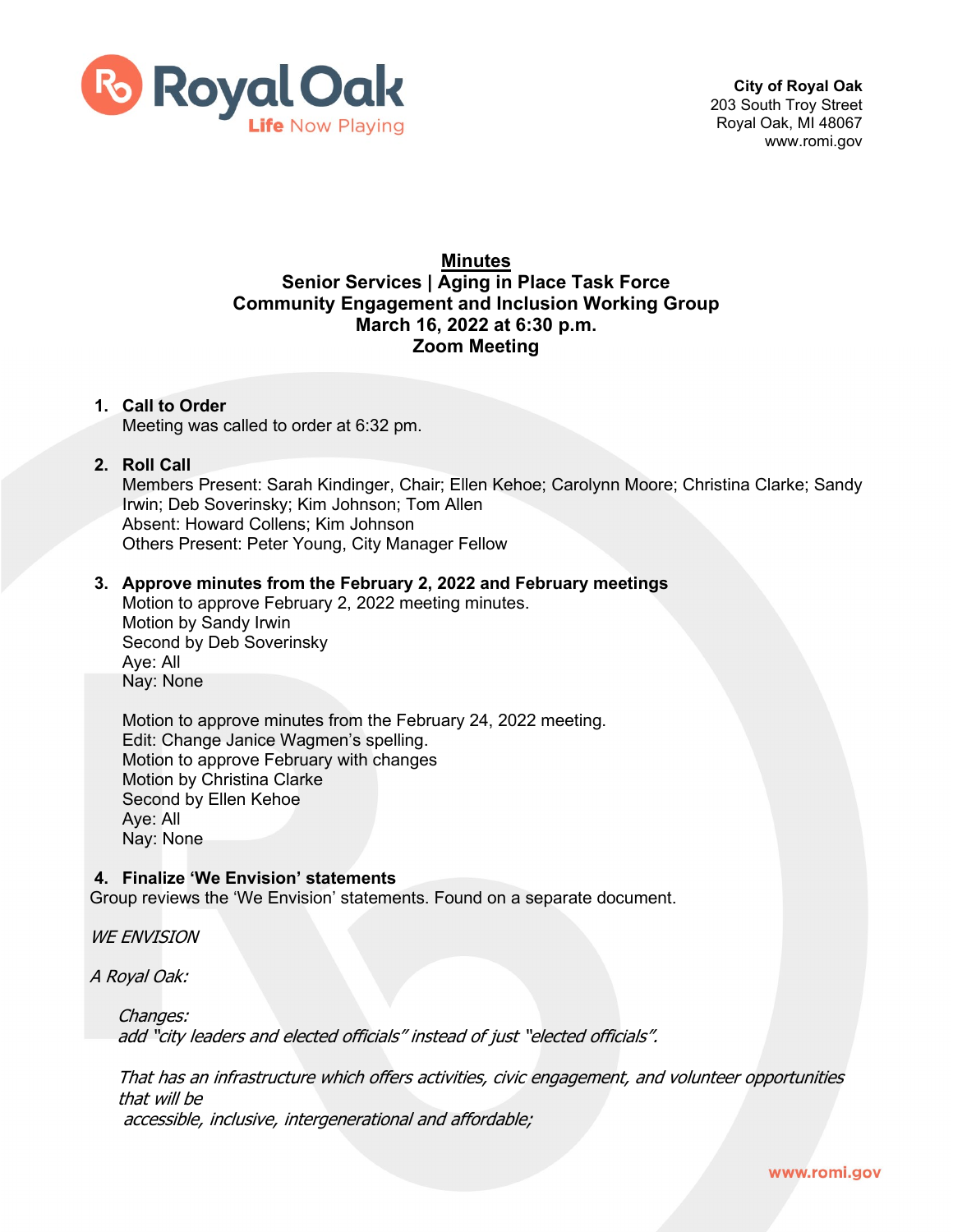**City of Royal Oak**
203 South Troy Street
Royal Oak, MI 48067
www.romi.gov

# Minutes
## Senior Services | Aging in Place Task Force
## Community Engagement and Inclusion Working Group
## March 16, 2022 at 6:30 p.m.
## Zoom Meeting

1. **Call to Order**
   Meeting was called to order at 6:32 pm.

2. **Roll Call**
   Members Present: Sarah Kindinger, Chair; Ellen Kehoe; Carolynn Moore; Christina Clarke; Sandy Irwin; Deb Soverinsky; Kim Johnson; Tom Allen
   Absent: Howard Collens; Kim Johnson
   Others Present: Peter Young, City Manager Fellow

3. **Approve minutes from the February 2, 2022 and February meetings**
   Motion to approve February 2, 2022 meeting minutes.
   Motion by Sandy Irwin
   Second by Deb Soverinsky
   Aye: All
   Nay: None

   Motion to approve minutes from the February 24, 2022 meeting.
   Edit: Change Janice Wagmen's spelling.
   Motion to approve February with changes
   Motion by Christina Clarke
   Second by Ellen Kehoe
   Aye: All
   Nay: None

4. **Finalize 'We Envision' statements**

Group reviews the 'We Envision' statements. Found on a separate document.

*WE ENVISION*

*A Royal Oak:*

*Changes:*
*add "city leaders and elected officials" instead of just "elected officials".*

*That has an infrastructure which offers activities, civic engagement, and volunteer opportunities that will be*
*accessible, inclusive, intergenerational and affordable;*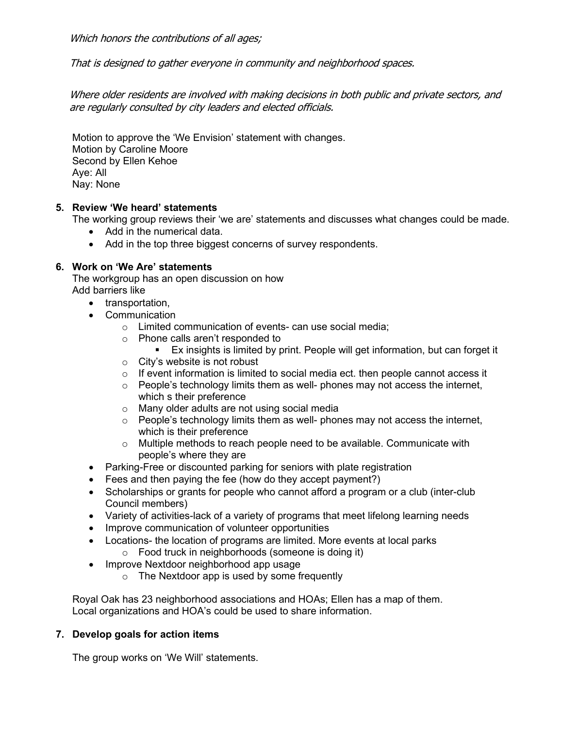*Which honors the contributions of all ages;*

*That is designed to gather everyone in community and neighborhood spaces.*

*Where older residents are involved with making decisions in both public and private sectors, and are regularly consulted by city leaders and elected officials.*

Motion to approve the 'We Envision' statement with changes.
Motion by Caroline Moore
Second by Ellen Kehoe
Aye: All
Nay: None

**5. Review 'We heard' statements**

The working group reviews their 'we are' statements and discusses what changes could be made.

- Add in the numerical data.
- Add in the top three biggest concerns of survey respondents.

**6. Work on 'We Are' statements**

The workgroup has an open discussion on how
Add barriers like

- transportation,
- Communication
  - Limited communication of events- can use social media;
  - Phone calls aren't responded to
    - Ex insights is limited by print. People will get information, but can forget it
  - City's website is not robust
  - If event information is limited to social media ect. then people cannot access it
  - People's technology limits them as well- phones may not access the internet, which s their preference
  - Many older adults are not using social media
  - People's technology limits them as well- phones may not access the internet, which is their preference
  - Multiple methods to reach people need to be available. Communicate with people's where they are
- Parking-Free or discounted parking for seniors with plate registration
- Fees and then paying the fee (how do they accept payment?)
- Scholarships or grants for people who cannot afford a program or a club (inter-club Council members)
- Variety of activities-lack of a variety of programs that meet lifelong learning needs
- Improve communication of volunteer opportunities
- Locations- the location of programs are limited. More events at local parks
  - Food truck in neighborhoods (someone is doing it)
- Improve Nextdoor neighborhood app usage
  - The Nextdoor app is used by some frequently

Royal Oak has 23 neighborhood associations and HOAs; Ellen has a map of them.
Local organizations and HOA's could be used to share information.

**7. Develop goals for action items**

The group works on 'We Will' statements.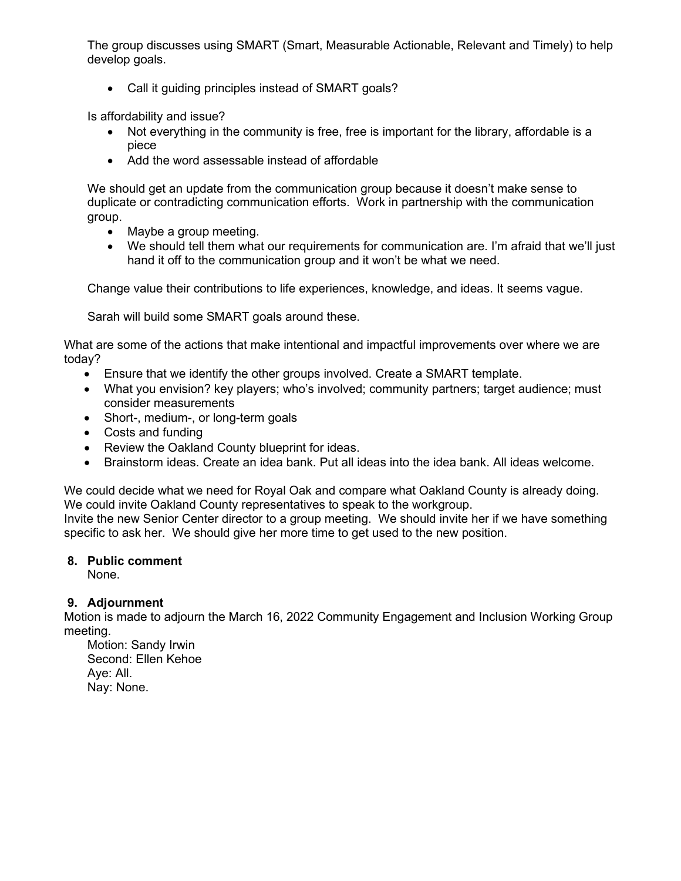The group discusses using SMART (Smart, Measurable Actionable, Relevant and Timely) to help develop goals.

- Call it guiding principles instead of SMART goals?

Is affordability and issue?

- Not everything in the community is free, free is important for the library, affordable is a piece
- Add the word assessable instead of affordable

We should get an update from the communication group because it doesn't make sense to duplicate or contradicting communication efforts. Work in partnership with the communication group.

- Maybe a group meeting.
- We should tell them what our requirements for communication are. I'm afraid that we'll just hand it off to the communication group and it won't be what we need.

Change value their contributions to life experiences, knowledge, and ideas. It seems vague.

Sarah will build some SMART goals around these.

What are some of the actions that make intentional and impactful improvements over where we are today?

- Ensure that we identify the other groups involved. Create a SMART template.
- What you envision? key players; who's involved; community partners; target audience; must consider measurements
- Short-, medium-, or long-term goals
- Costs and funding
- Review the Oakland County blueprint for ideas.
- Brainstorm ideas. Create an idea bank. Put all ideas into the idea bank. All ideas welcome.

We could decide what we need for Royal Oak and compare what Oakland County is already doing. We could invite Oakland County representatives to speak to the workgroup.
Invite the new Senior Center director to a group meeting. We should invite her if we have something specific to ask her. We should give her more time to get used to the new position.

**8. Public comment**

None.

**9. Adjournment**

Motion is made to adjourn the March 16, 2022 Community Engagement and Inclusion Working Group meeting.

Motion: Sandy Irwin
Second: Ellen Kehoe
Aye: All.
Nay: None.